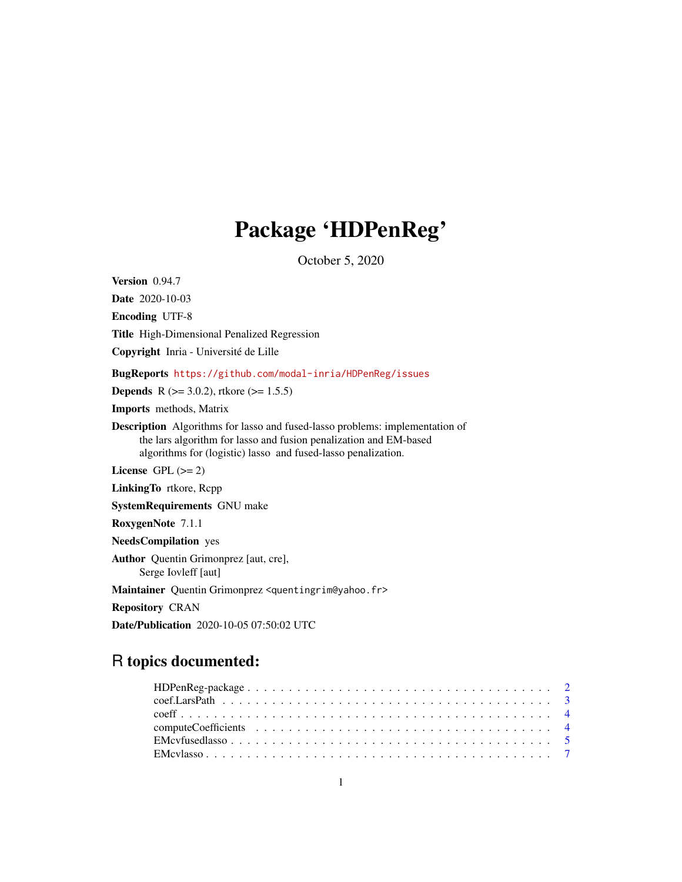# Package 'HDPenReg'

October 5, 2020

**Version** 0.94.7

**Date** 2020-10-03

**Encoding** UTF-8

**Title** High-Dimensional Penalized Regression

**Copyright** Inria - Université de Lille

**BugReports** https://github.com/modal-inria/HDPenReg/issues

**Depends** R (>= 3.0.2), rtkore (>= 1.5.5)

**Imports** methods, Matrix

**Description** Algorithms for lasso and fused-lasso problems: implementation of the lars algorithm for lasso and fusion penalization and EM-based algorithms for (logistic) lasso and fused-lasso penalization.

**License** GPL (>= 2)

**LinkingTo** rtkore, Rcpp

**SystemRequirements** GNU make

**RoxygenNote** 7.1.1

**NeedsCompilation** yes

**Author** Quentin Grimonprez [aut, cre], Serge Iovleff [aut]

**Maintainer** Quentin Grimonprez <quentingrim@yahoo.fr>

**Repository** CRAN

**Date/Publication** 2020-10-05 07:50:02 UTC

## R topics documented:

- HDPenReg-package . . . . . . . . . . . . . . . . . . . . . . . . . . . . . . . . . . . . . 2
- coef.LarsPath . . . . . . . . . . . . . . . . . . . . . . . . . . . . . . . . . . . . . . . . 3
- coeff . . . . . . . . . . . . . . . . . . . . . . . . . . . . . . . . . . . . . . . . . . . . . 4
- computeCoefficients . . . . . . . . . . . . . . . . . . . . . . . . . . . . . . . . . . . . . 4
- EMcvfusedlasso . . . . . . . . . . . . . . . . . . . . . . . . . . . . . . . . . . . . . . . 5
- EMcvlasso . . . . . . . . . . . . . . . . . . . . . . . . . . . . . . . . . . . . . . . . . . 7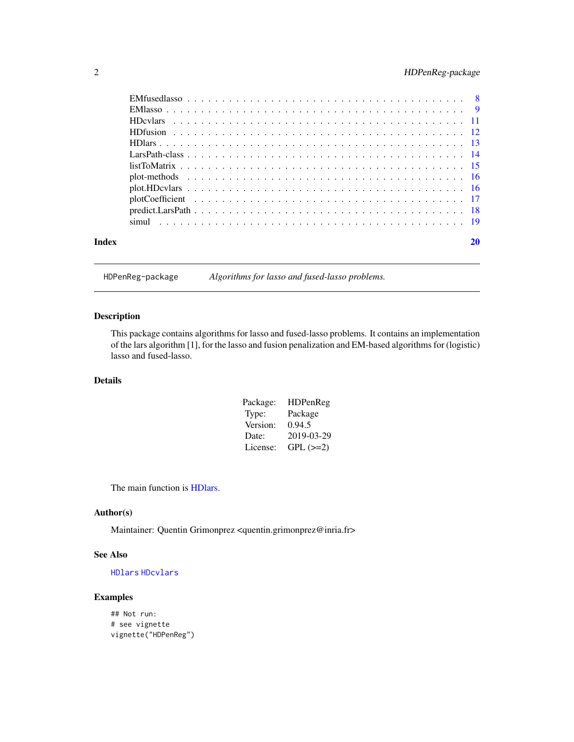EMfusedlasso . . . . . . . . . . . . . . . . . . . . . . . . . . . . . . . . . . . . . . 8
EMlasso . . . . . . . . . . . . . . . . . . . . . . . . . . . . . . . . . . . . . . . . . 9
HDcvlars . . . . . . . . . . . . . . . . . . . . . . . . . . . . . . . . . . . . . . . . 11
HDfusion . . . . . . . . . . . . . . . . . . . . . . . . . . . . . . . . . . . . . . . . 12
HDlars . . . . . . . . . . . . . . . . . . . . . . . . . . . . . . . . . . . . . . . . . 13
LarsPath-class . . . . . . . . . . . . . . . . . . . . . . . . . . . . . . . . . . . . . 14
listToMatrix . . . . . . . . . . . . . . . . . . . . . . . . . . . . . . . . . . . . . . 15
plot-methods . . . . . . . . . . . . . . . . . . . . . . . . . . . . . . . . . . . . . . 16
plot.HDcvlars . . . . . . . . . . . . . . . . . . . . . . . . . . . . . . . . . . . . . . 16
plotCoefficient . . . . . . . . . . . . . . . . . . . . . . . . . . . . . . . . . . . . . 17
predict.LarsPath . . . . . . . . . . . . . . . . . . . . . . . . . . . . . . . . . . . . 18
simul . . . . . . . . . . . . . . . . . . . . . . . . . . . . . . . . . . . . . . . . . . 19

**Index** **20**

---

## HDPenReg-package *Algorithms for lasso and fused-lasso problems.*

---

### Description

This package contains algorithms for lasso and fused-lasso problems. It contains an implementation of the lars algorithm [1], for the lasso and fusion penalization and EM-based algorithms for (logistic) lasso and fused-lasso.

### Details

| | |
|---|---|
| Package: | HDPenReg |
| Type: | Package |
| Version: | 0.94.5 |
| Date: | 2019-03-29 |
| License: | GPL (>=2) |

The main function is HDlars.

### Author(s)

Maintainer: Quentin Grimonprez <quentin.grimonprez@inria.fr>

### See Also

`HDlars` `HDcvlars`

### Examples

```
## Not run:
# see vignette
vignette("HDPenReg")
```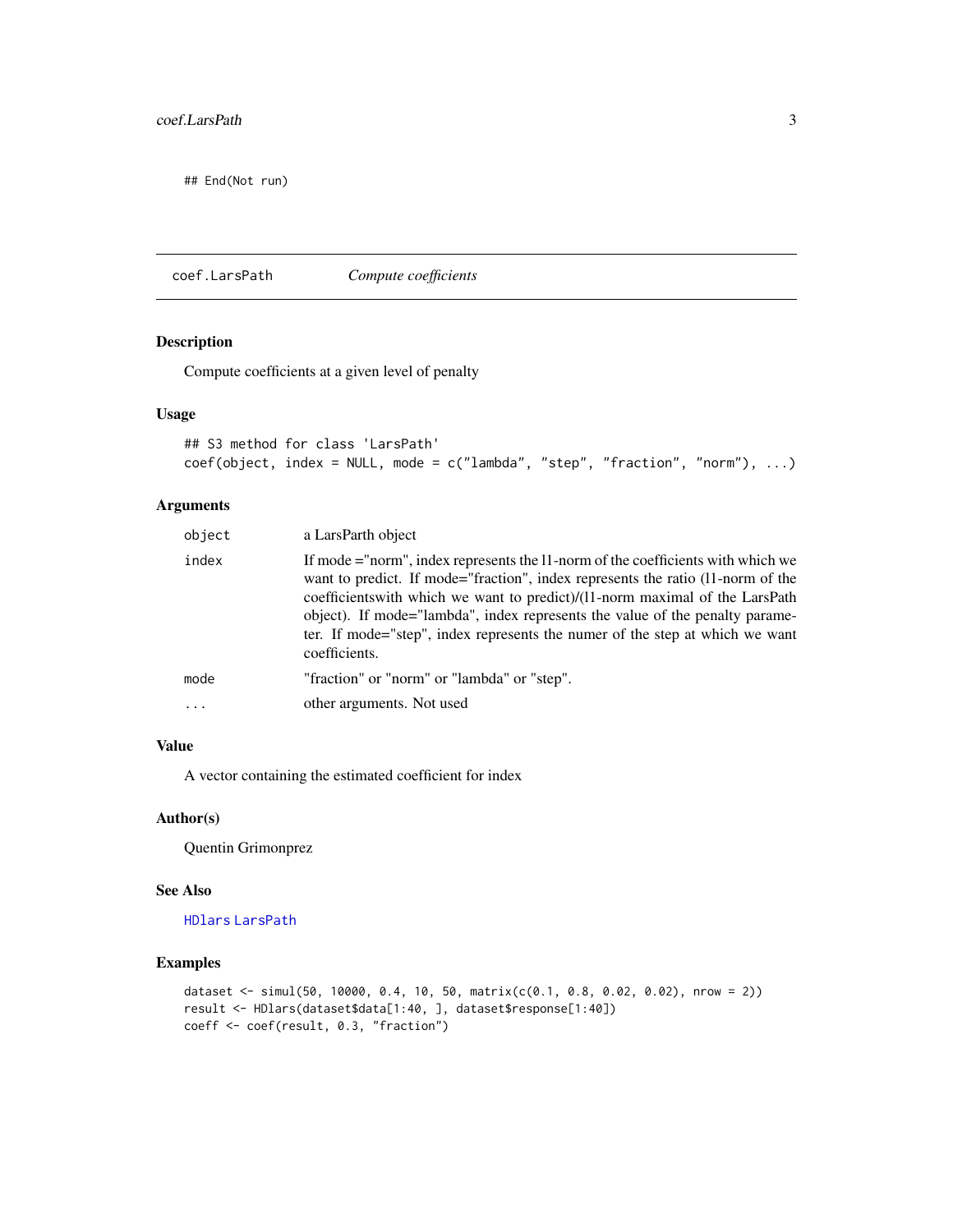```
## End(Not run)
```

## coef.LarsPath *Compute coefficients*

### Description

Compute coefficients at a given level of penalty

### Usage

```
## S3 method for class 'LarsPath'
coef(object, index = NULL, mode = c("lambda", "step", "fraction", "norm"), ...)
```

### Arguments

| | |
|---|---|
| `object` | a LarsParth object |
| `index` | If mode ="norm", index represents the l1-norm of the coefficients with which we want to predict. If mode="fraction", index represents the ratio (l1-norm of the coefficientswith which we want to predict)/(l1-norm maximal of the LarsPath object). If mode="lambda", index represents the value of the penalty parameter. If mode="step", index represents the numer of the step at which we want coefficients. |
| `mode` | "fraction" or "norm" or "lambda" or "step". |
| `...` | other arguments. Not used |

### Value

A vector containing the estimated coefficient for index

### Author(s)

Quentin Grimonprez

### See Also

`HDlars` `LarsPath`

### Examples

```
dataset <- simul(50, 10000, 0.4, 10, 50, matrix(c(0.1, 0.8, 0.02, 0.02), nrow = 2))
result <- HDlars(dataset$data[1:40, ], dataset$response[1:40])
coeff <- coef(result, 0.3, "fraction")
```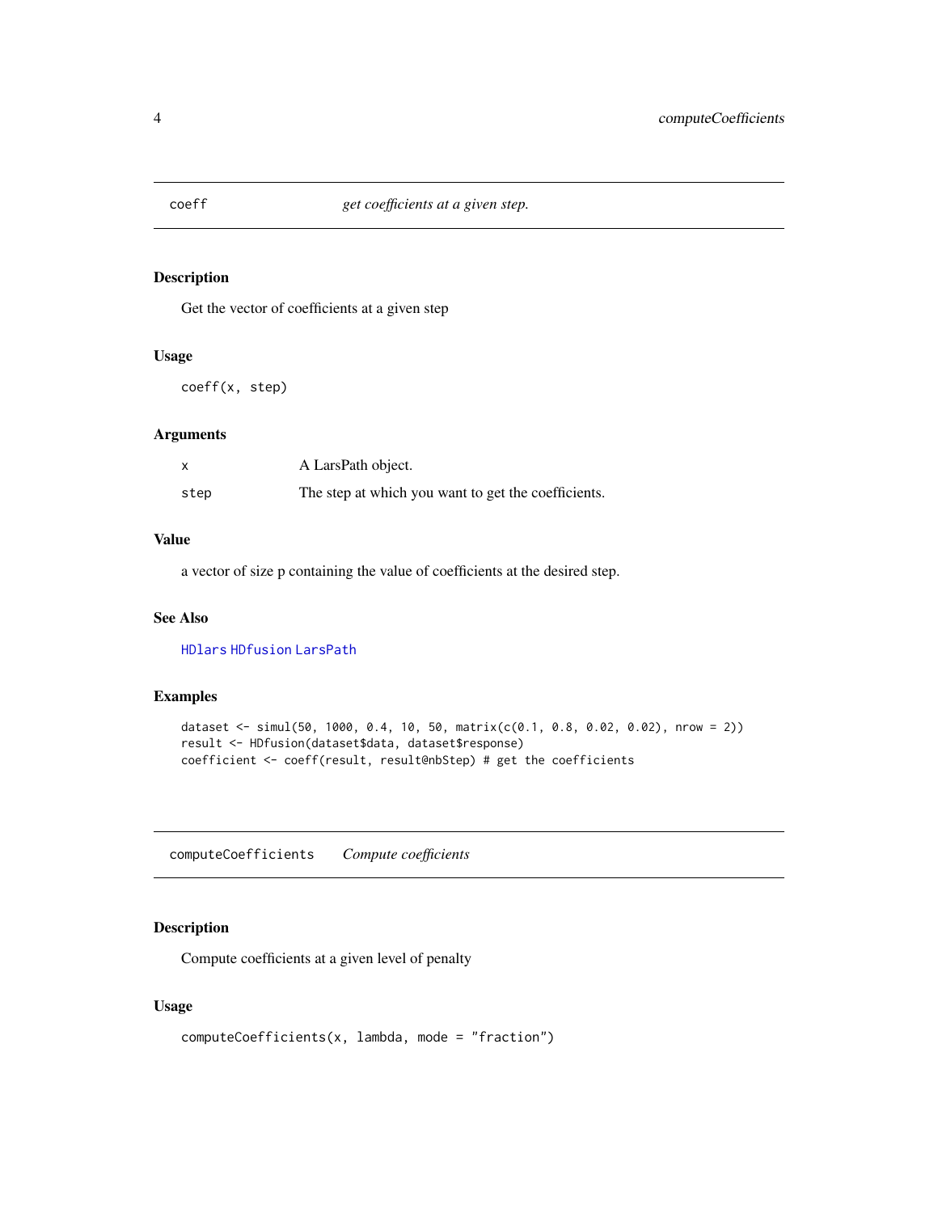## coeff — *get coefficients at a given step.*

### Description

Get the vector of coefficients at a given step

### Usage

```
coeff(x, step)
```

### Arguments

| | |
|---|---|
| x | A LarsPath object. |
| step | The step at which you want to get the coefficients. |

### Value

a vector of size p containing the value of coefficients at the desired step.

### See Also

HDlars HDfusion LarsPath

### Examples

```
dataset <- simul(50, 1000, 0.4, 10, 50, matrix(c(0.1, 0.8, 0.02, 0.02), nrow = 2))
result <- HDfusion(dataset$data, dataset$response)
coefficient <- coeff(result, result@nbStep) # get the coefficients
```

## computeCoefficients — *Compute coefficients*

### Description

Compute coefficients at a given level of penalty

### Usage

```
computeCoefficients(x, lambda, mode = "fraction")
```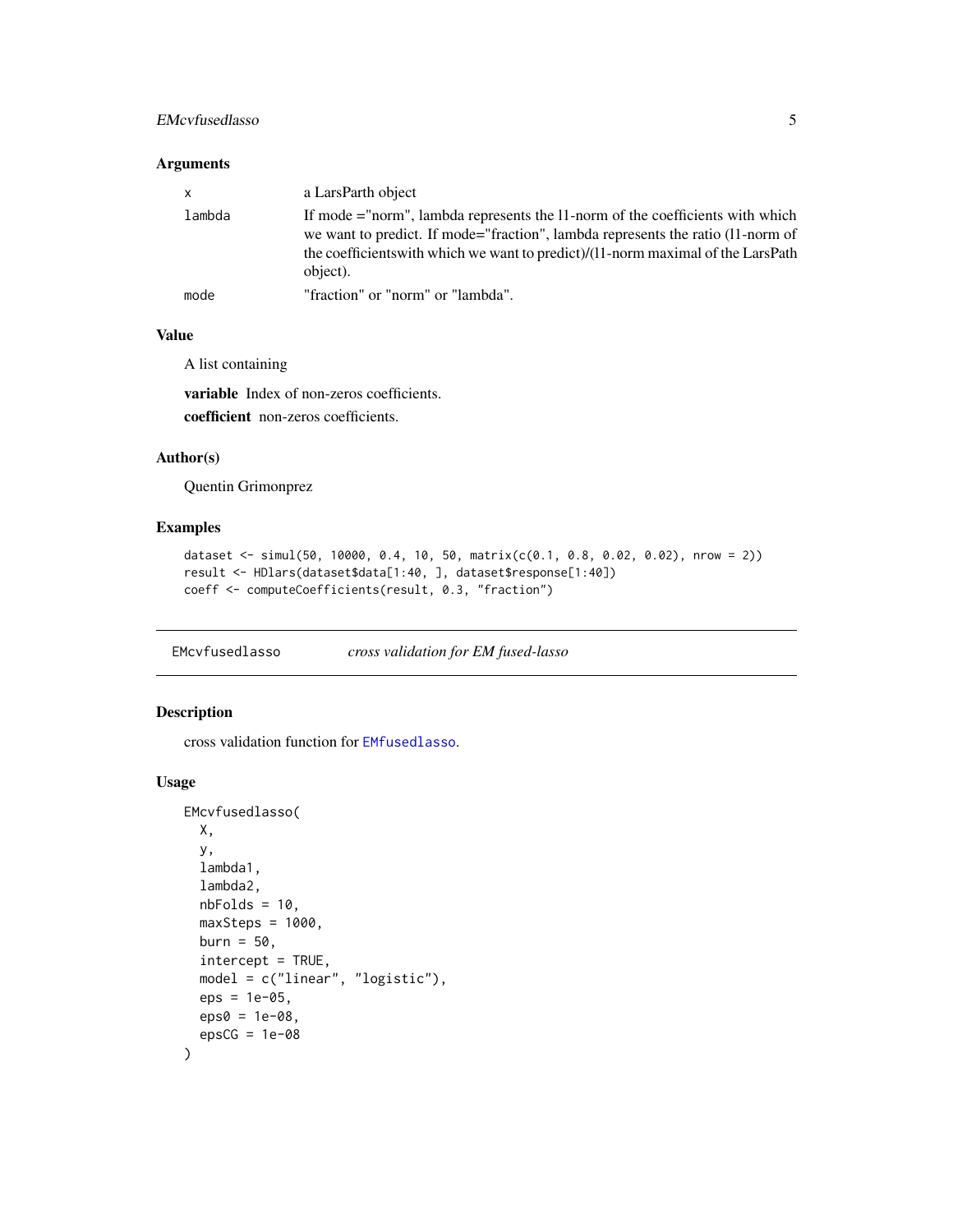### Arguments

| | |
|---|---|
| `x` | a LarsParth object |
| `lambda` | If mode ="norm", lambda represents the l1-norm of the coefficients with which we want to predict. If mode="fraction", lambda represents the ratio (l1-norm of the coefficientswith which we want to predict)/(l1-norm maximal of the LarsPath object). |
| `mode` | "fraction" or "norm" or "lambda". |

### Value

A list containing

**variable** Index of non-zeros coefficients.

**coefficient** non-zeros coefficients.

### Author(s)

Quentin Grimonprez

### Examples

```
dataset <- simul(50, 10000, 0.4, 10, 50, matrix(c(0.1, 0.8, 0.02, 0.02), nrow = 2))
result <- HDlars(dataset$data[1:40, ], dataset$response[1:40])
coeff <- computeCoefficients(result, 0.3, "fraction")
```

---

## EMcvfusedlasso — *cross validation for EM fused-lasso*

### Description

cross validation function for `EMfusedlasso`.

### Usage

```
EMcvfusedlasso(
  X,
  y,
  lambda1,
  lambda2,
  nbFolds = 10,
  maxSteps = 1000,
  burn = 50,
  intercept = TRUE,
  model = c("linear", "logistic"),
  eps = 1e-05,
  eps0 = 1e-08,
  epsCG = 1e-08
)
```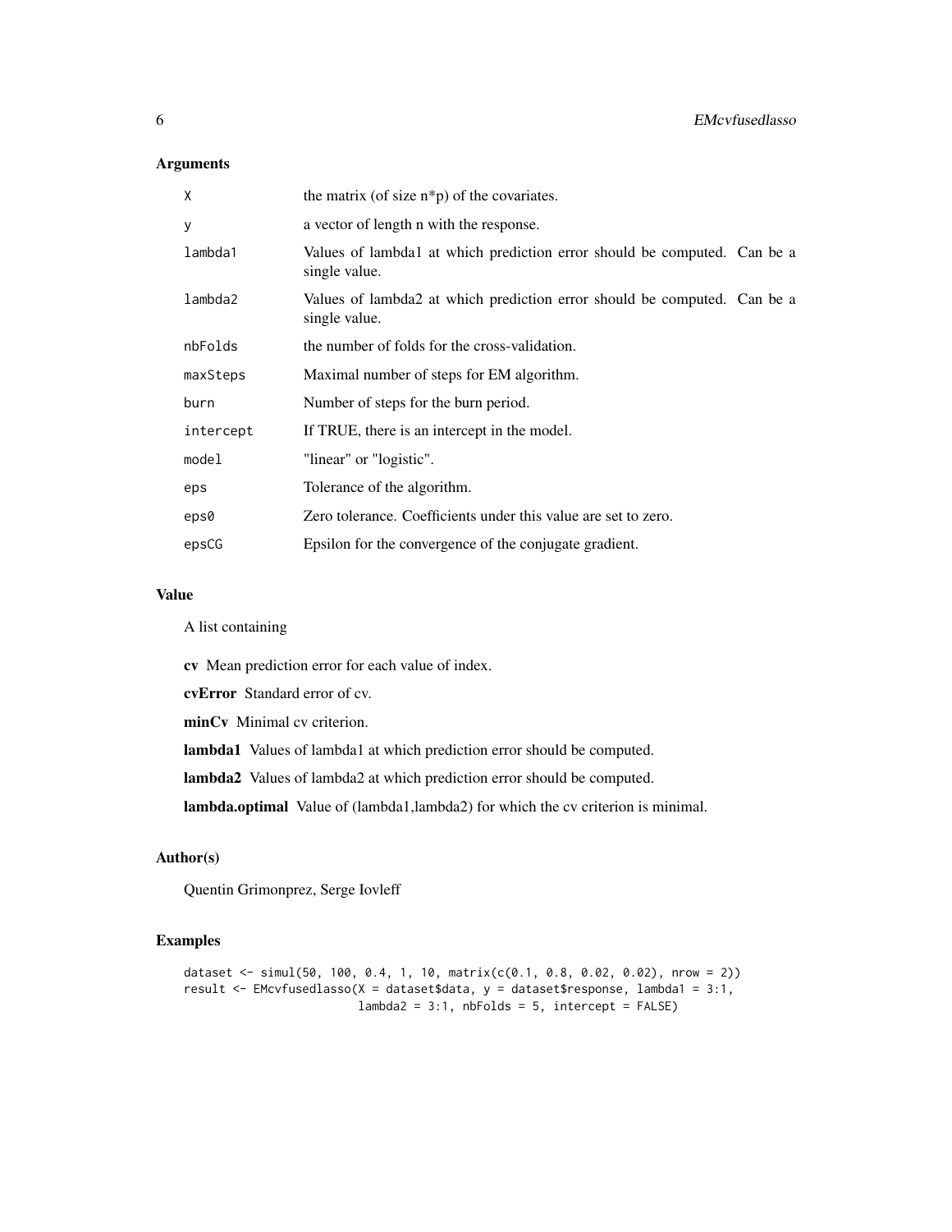### Arguments

| | |
|---|---|
| X | the matrix (of size n*p) of the covariates. |
| y | a vector of length n with the response. |
| lambda1 | Values of lambda1 at which prediction error should be computed. Can be a single value. |
| lambda2 | Values of lambda2 at which prediction error should be computed. Can be a single value. |
| nbFolds | the number of folds for the cross-validation. |
| maxSteps | Maximal number of steps for EM algorithm. |
| burn | Number of steps for the burn period. |
| intercept | If TRUE, there is an intercept in the model. |
| model | "linear" or "logistic". |
| eps | Tolerance of the algorithm. |
| eps0 | Zero tolerance. Coefficients under this value are set to zero. |
| epsCG | Epsilon for the convergence of the conjugate gradient. |

### Value

A list containing

**cv** Mean prediction error for each value of index.

**cvError** Standard error of cv.

**minCv** Minimal cv criterion.

**lambda1** Values of lambda1 at which prediction error should be computed.

**lambda2** Values of lambda2 at which prediction error should be computed.

**lambda.optimal** Value of (lambda1,lambda2) for which the cv criterion is minimal.

### Author(s)

Quentin Grimonprez, Serge Iovleff

### Examples

```
dataset <- simul(50, 100, 0.4, 1, 10, matrix(c(0.1, 0.8, 0.02, 0.02), nrow = 2))
result <- EMcvfusedlasso(X = dataset$data, y = dataset$response, lambda1 = 3:1,
                         lambda2 = 3:1, nbFolds = 5, intercept = FALSE)
```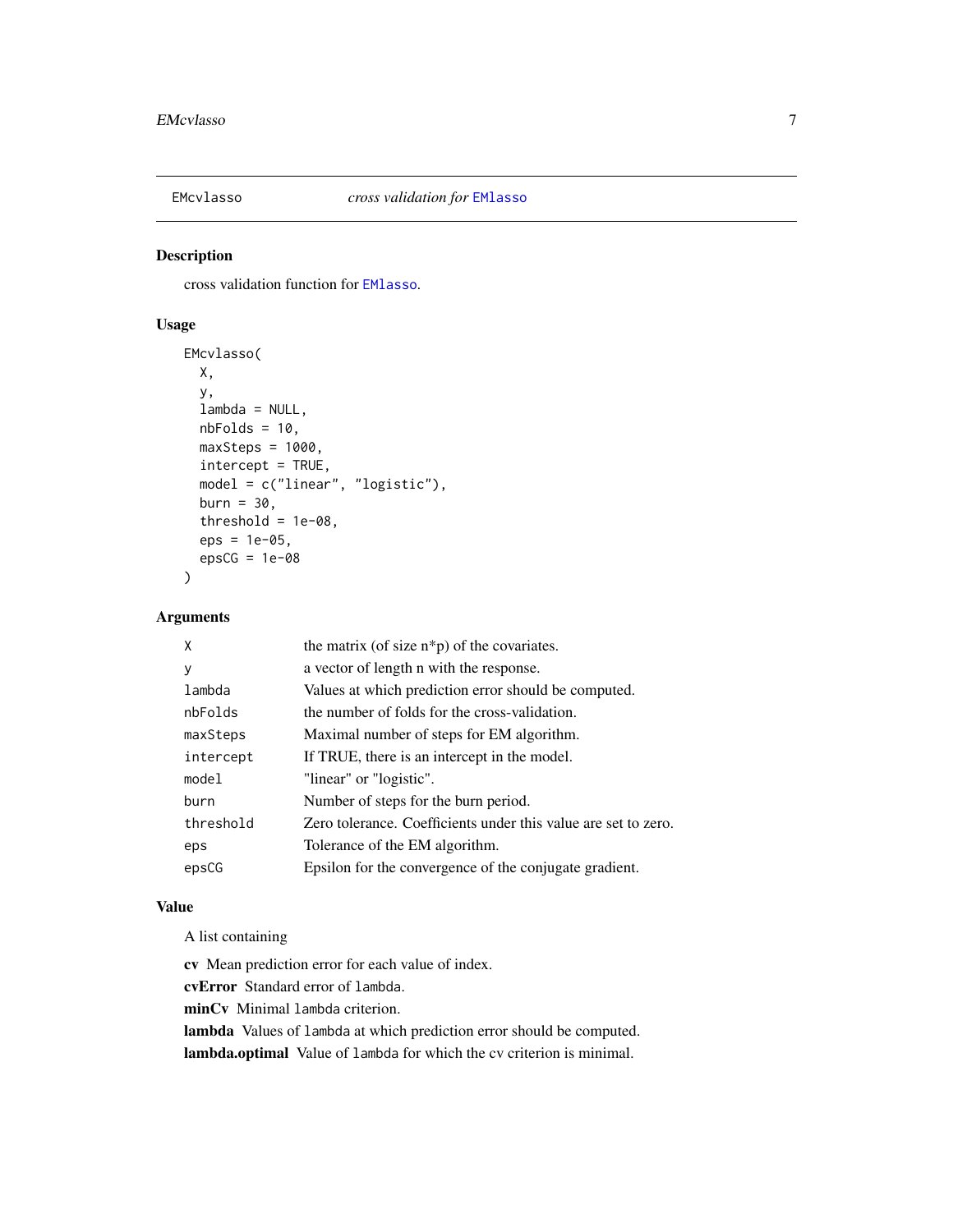# EMcvlasso *cross validation for* EMlasso

## Description

cross validation function for EMlasso.

## Usage

```
EMcvlasso(
  X,
  y,
  lambda = NULL,
  nbFolds = 10,
  maxSteps = 1000,
  intercept = TRUE,
  model = c("linear", "logistic"),
  burn = 30,
  threshold = 1e-08,
  eps = 1e-05,
  epsCG = 1e-08
)
```

## Arguments

| | |
|---|---|
| X | the matrix (of size n*p) of the covariates. |
| y | a vector of length n with the response. |
| lambda | Values at which prediction error should be computed. |
| nbFolds | the number of folds for the cross-validation. |
| maxSteps | Maximal number of steps for EM algorithm. |
| intercept | If TRUE, there is an intercept in the model. |
| model | "linear" or "logistic". |
| burn | Number of steps for the burn period. |
| threshold | Zero tolerance. Coefficients under this value are set to zero. |
| eps | Tolerance of the EM algorithm. |
| epsCG | Epsilon for the convergence of the conjugate gradient. |

## Value

A list containing

**cv** Mean prediction error for each value of index.

**cvError** Standard error of lambda.

**minCv** Minimal lambda criterion.

**lambda** Values of lambda at which prediction error should be computed.

**lambda.optimal** Value of lambda for which the cv criterion is minimal.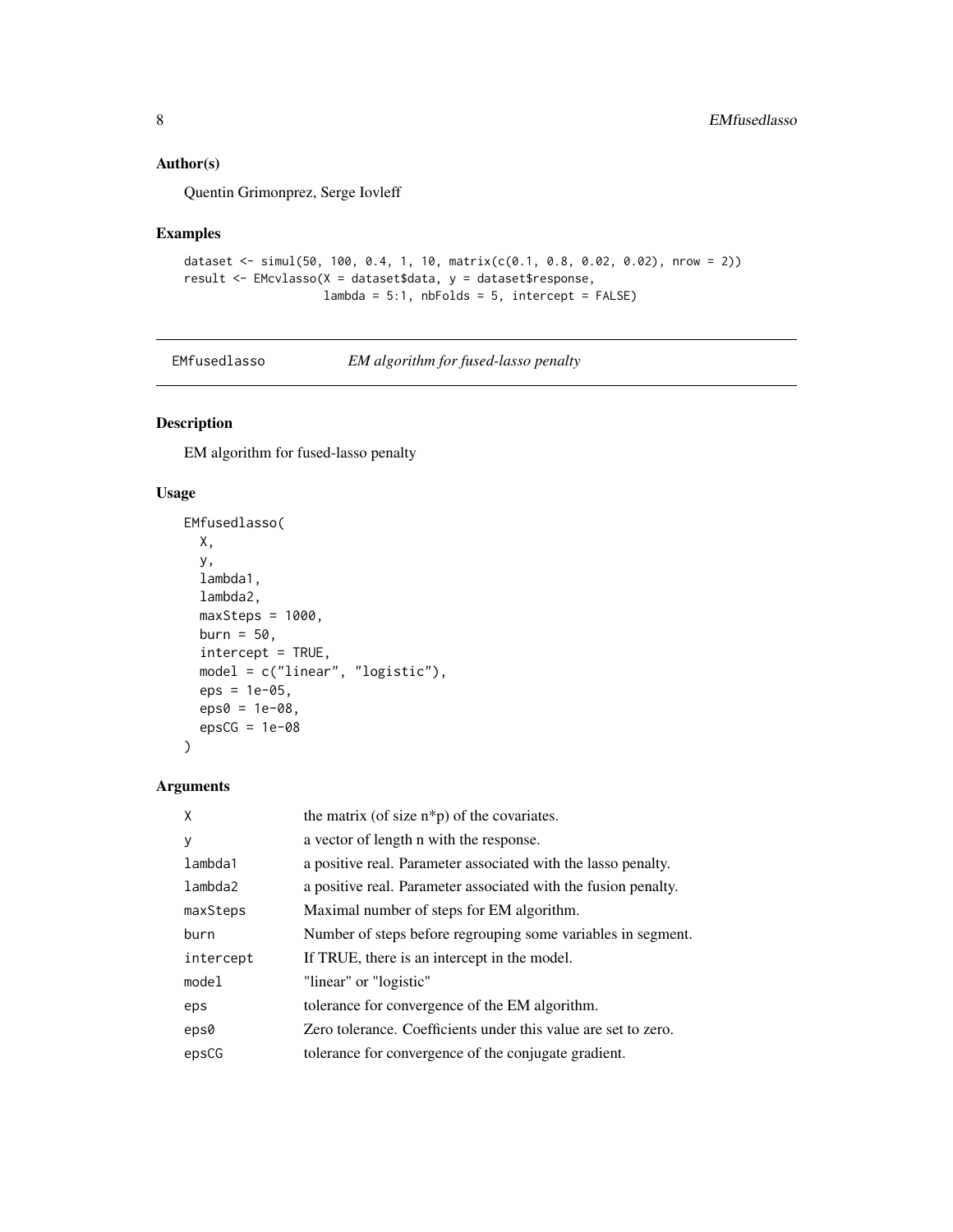## Author(s)

Quentin Grimonprez, Serge Iovleff

## Examples

```
dataset <- simul(50, 100, 0.4, 1, 10, matrix(c(0.1, 0.8, 0.02, 0.02), nrow = 2))
result <- EMcvlasso(X = dataset$data, y = dataset$response,
                    lambda = 5:1, nbFolds = 5, intercept = FALSE)
```

---

# EMfusedlasso *EM algorithm for fused-lasso penalty*

## Description

EM algorithm for fused-lasso penalty

## Usage

```
EMfusedlasso(
  X,
  y,
  lambda1,
  lambda2,
  maxSteps = 1000,
  burn = 50,
  intercept = TRUE,
  model = c("linear", "logistic"),
  eps = 1e-05,
  eps0 = 1e-08,
  epsCG = 1e-08
)
```

## Arguments

| | |
|---|---|
| X | the matrix (of size n*p) of the covariates. |
| y | a vector of length n with the response. |
| lambda1 | a positive real. Parameter associated with the lasso penalty. |
| lambda2 | a positive real. Parameter associated with the fusion penalty. |
| maxSteps | Maximal number of steps for EM algorithm. |
| burn | Number of steps before regrouping some variables in segment. |
| intercept | If TRUE, there is an intercept in the model. |
| model | "linear" or "logistic" |
| eps | tolerance for convergence of the EM algorithm. |
| eps0 | Zero tolerance. Coefficients under this value are set to zero. |
| epsCG | tolerance for convergence of the conjugate gradient. |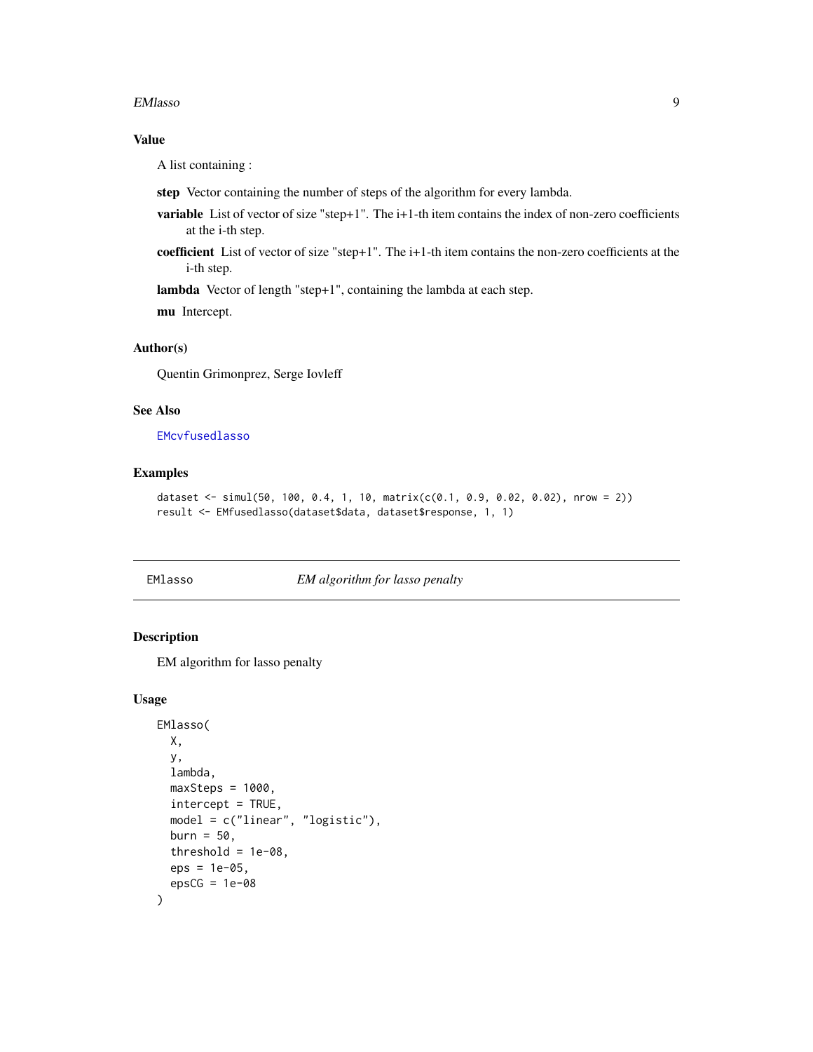## Value

A list containing :

**step** Vector containing the number of steps of the algorithm for every lambda.

**variable** List of vector of size "step+1". The i+1-th item contains the index of non-zero coefficients at the i-th step.

**coefficient** List of vector of size "step+1". The i+1-th item contains the non-zero coefficients at the i-th step.

**lambda** Vector of length "step+1", containing the lambda at each step.

**mu** Intercept.

## Author(s)

Quentin Grimonprez, Serge Iovleff

## See Also

EMcvfusedlasso

## Examples

```
dataset <- simul(50, 100, 0.4, 1, 10, matrix(c(0.1, 0.9, 0.02, 0.02), nrow = 2))
result <- EMfusedlasso(dataset$data, dataset$response, 1, 1)
```

---

# EMlasso — *EM algorithm for lasso penalty*

## Description

EM algorithm for lasso penalty

## Usage

```
EMlasso(
  X,
  y,
  lambda,
  maxSteps = 1000,
  intercept = TRUE,
  model = c("linear", "logistic"),
  burn = 50,
  threshold = 1e-08,
  eps = 1e-05,
  epsCG = 1e-08
)
```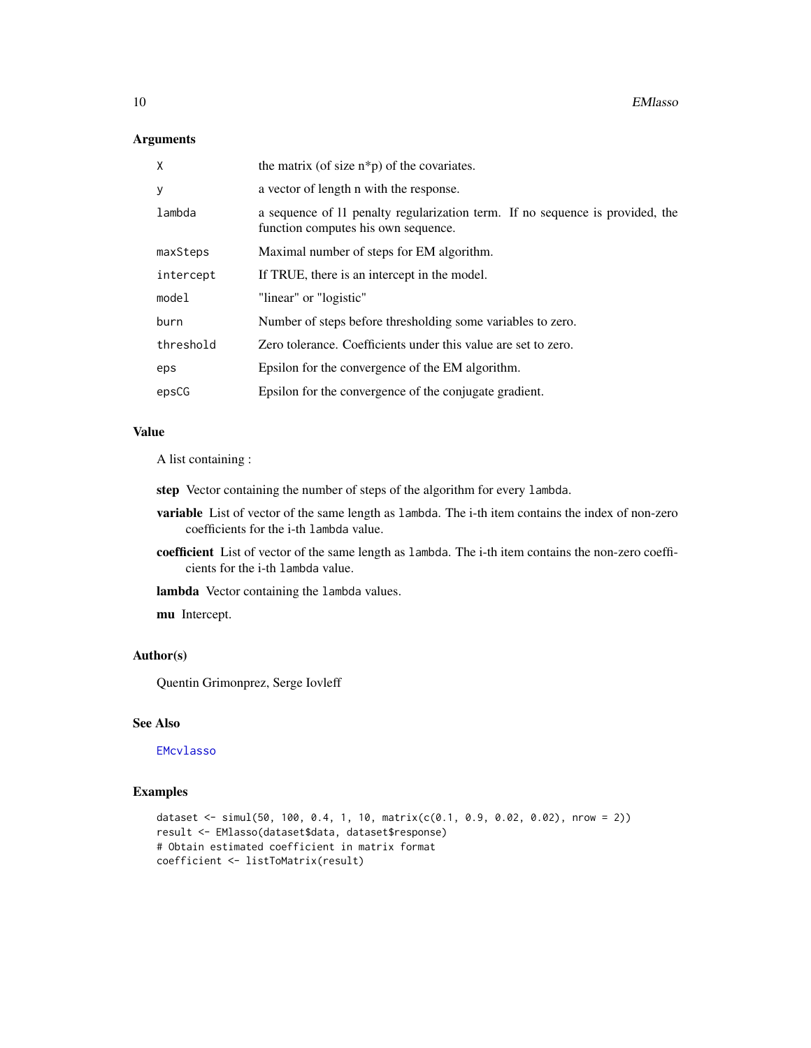## Arguments

| | |
|---|---|
| X | the matrix (of size n*p) of the covariates. |
| y | a vector of length n with the response. |
| lambda | a sequence of l1 penalty regularization term. If no sequence is provided, the function computes his own sequence. |
| maxSteps | Maximal number of steps for EM algorithm. |
| intercept | If TRUE, there is an intercept in the model. |
| model | "linear" or "logistic" |
| burn | Number of steps before thresholding some variables to zero. |
| threshold | Zero tolerance. Coefficients under this value are set to zero. |
| eps | Epsilon for the convergence of the EM algorithm. |
| epsCG | Epsilon for the convergence of the conjugate gradient. |

## Value

A list containing :

**step** Vector containing the number of steps of the algorithm for every `lambda`.

**variable** List of vector of the same length as `lambda`. The i-th item contains the index of non-zero coefficients for the i-th `lambda` value.

**coefficient** List of vector of the same length as `lambda`. The i-th item contains the non-zero coefficients for the i-th `lambda` value.

**lambda** Vector containing the `lambda` values.

**mu** Intercept.

## Author(s)

Quentin Grimonprez, Serge Iovleff

## See Also

EMcvlasso

## Examples

```
dataset <- simul(50, 100, 0.4, 1, 10, matrix(c(0.1, 0.9, 0.02, 0.02), nrow = 2))
result <- EMlasso(dataset$data, dataset$response)
# Obtain estimated coefficient in matrix format
coefficient <- listToMatrix(result)
```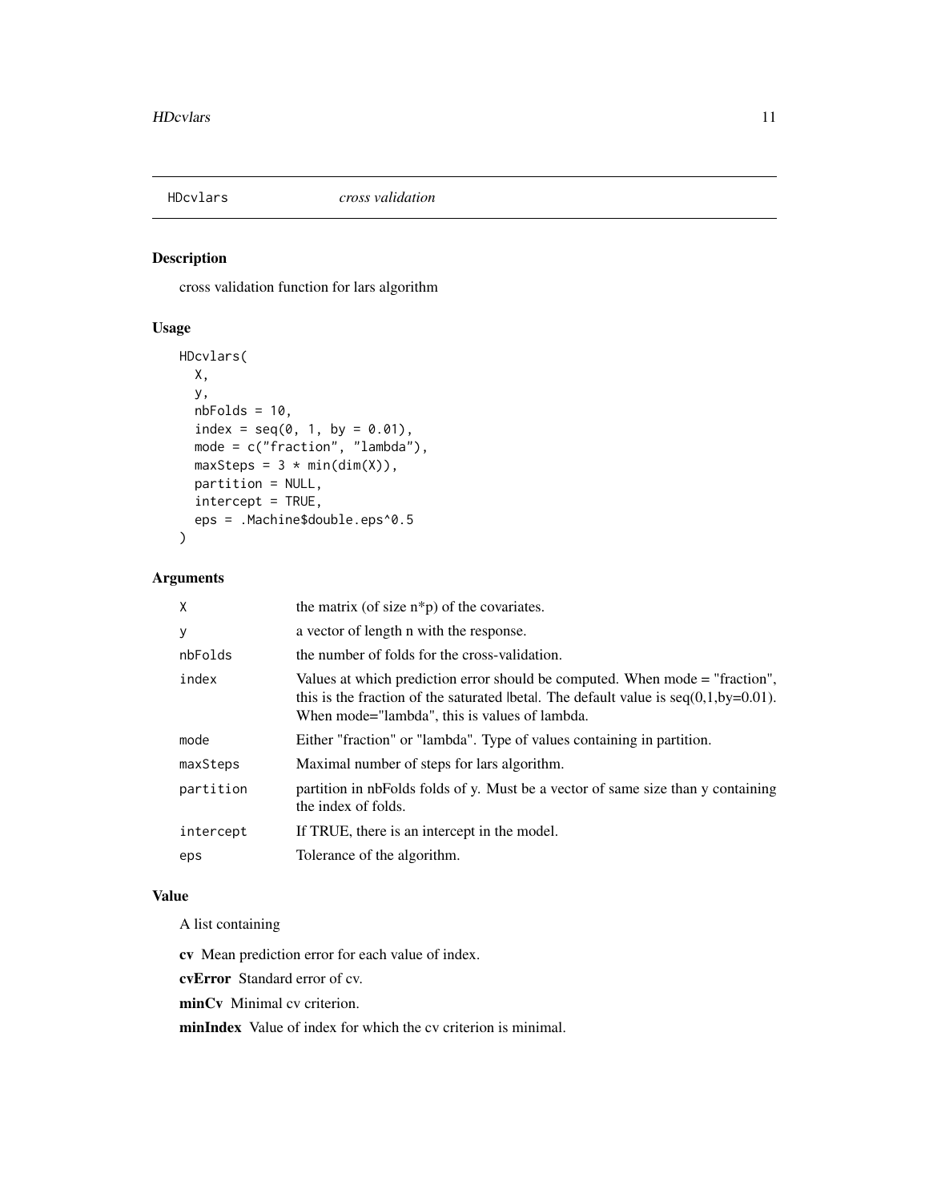# HDcvlars *cross validation*

## Description

cross validation function for lars algorithm

## Usage

```
HDcvlars(
  X,
  y,
  nbFolds = 10,
  index = seq(0, 1, by = 0.01),
  mode = c("fraction", "lambda"),
  maxSteps = 3 * min(dim(X)),
  partition = NULL,
  intercept = TRUE,
  eps = .Machine$double.eps^0.5
)
```

## Arguments

| | |
|---|---|
| X | the matrix (of size n*p) of the covariates. |
| y | a vector of length n with the response. |
| nbFolds | the number of folds for the cross-validation. |
| index | Values at which prediction error should be computed. When mode = "fraction", this is the fraction of the saturated \|beta\|. The default value is seq(0,1,by=0.01). When mode="lambda", this is values of lambda. |
| mode | Either "fraction" or "lambda". Type of values containing in partition. |
| maxSteps | Maximal number of steps for lars algorithm. |
| partition | partition in nbFolds folds of y. Must be a vector of same size than y containing the index of folds. |
| intercept | If TRUE, there is an intercept in the model. |
| eps | Tolerance of the algorithm. |

## Value

A list containing

**cv** Mean prediction error for each value of index.

**cvError** Standard error of cv.

**minCv** Minimal cv criterion.

**minIndex** Value of index for which the cv criterion is minimal.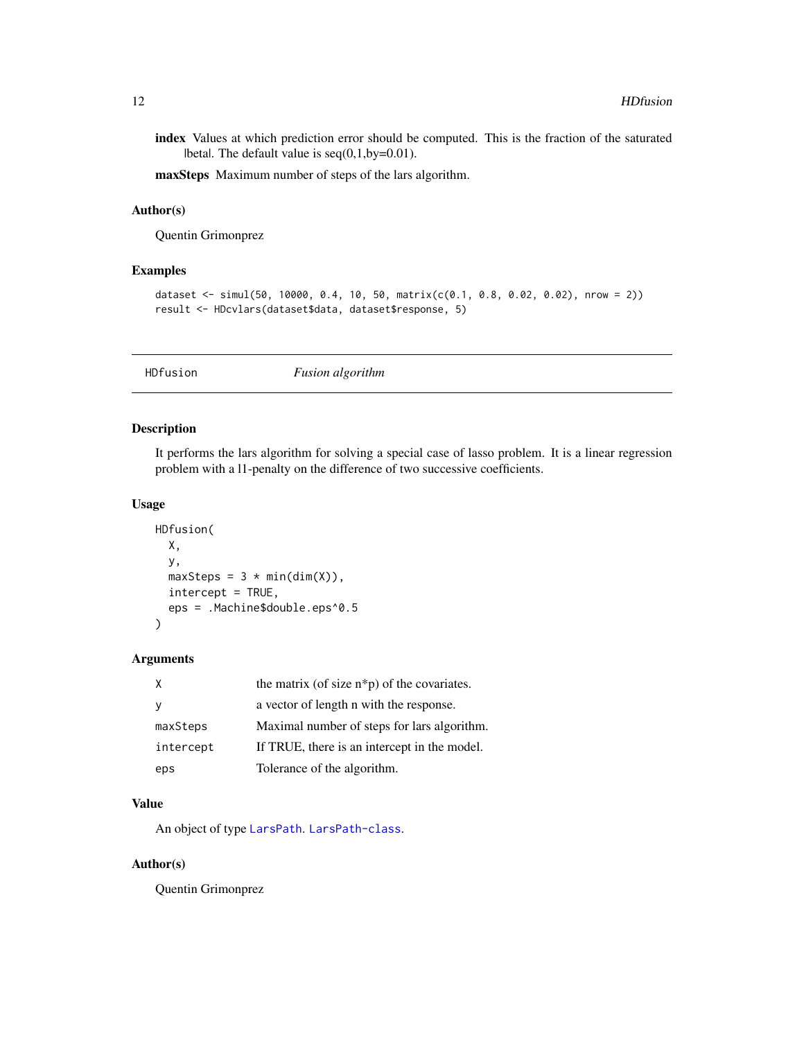**index** Values at which prediction error should be computed. This is the fraction of the saturated |beta|. The default value is seq(0,1,by=0.01).

**maxSteps** Maximum number of steps of the lars algorithm.

### Author(s)

Quentin Grimonprez

### Examples

```
dataset <- simul(50, 10000, 0.4, 10, 50, matrix(c(0.1, 0.8, 0.02, 0.02), nrow = 2))
result <- HDcvlars(dataset$data, dataset$response, 5)
```

---

## HDfusion *Fusion algorithm*

---

### Description

It performs the lars algorithm for solving a special case of lasso problem. It is a linear regression problem with a l1-penalty on the difference of two successive coefficients.

### Usage

```
HDfusion(
  X,
  y,
  maxSteps = 3 * min(dim(X)),
  intercept = TRUE,
  eps = .Machine$double.eps^0.5
)
```

### Arguments

| | |
|---|---|
| X | the matrix (of size n*p) of the covariates. |
| y | a vector of length n with the response. |
| maxSteps | Maximal number of steps for lars algorithm. |
| intercept | If TRUE, there is an intercept in the model. |
| eps | Tolerance of the algorithm. |

### Value

An object of type LarsPath. LarsPath-class.

### Author(s)

Quentin Grimonprez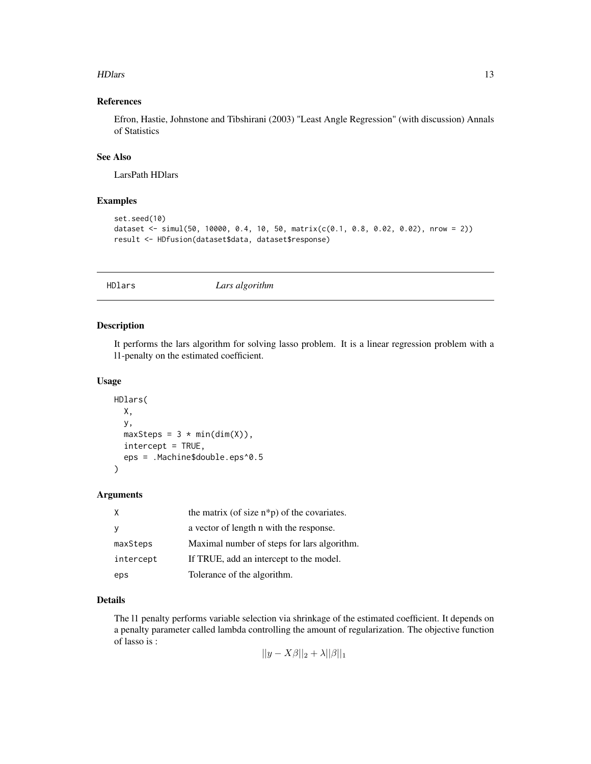### References

Efron, Hastie, Johnstone and Tibshirani (2003) "Least Angle Regression" (with discussion) Annals of Statistics

### See Also

LarsPath HDlars

### Examples

```
set.seed(10)
dataset <- simul(50, 10000, 0.4, 10, 50, matrix(c(0.1, 0.8, 0.02, 0.02), nrow = 2))
result <- HDfusion(dataset$data, dataset$response)
```

---

## HDlars — *Lars algorithm*

---

### Description

It performs the lars algorithm for solving lasso problem. It is a linear regression problem with a l1-penalty on the estimated coefficient.

### Usage

```
HDlars(
  X,
  y,
  maxSteps = 3 * min(dim(X)),
  intercept = TRUE,
  eps = .Machine$double.eps^0.5
)
```

### Arguments

| | |
|---|---|
| X | the matrix (of size n*p) of the covariates. |
| y | a vector of length n with the response. |
| maxSteps | Maximal number of steps for lars algorithm. |
| intercept | If TRUE, add an intercept to the model. |
| eps | Tolerance of the algorithm. |

### Details

The l1 penalty performs variable selection via shrinkage of the estimated coefficient. It depends on a penalty parameter called lambda controlling the amount of regularization. The objective function of lasso is :

$$||y - X\beta||_2 + \lambda||\beta||_1$$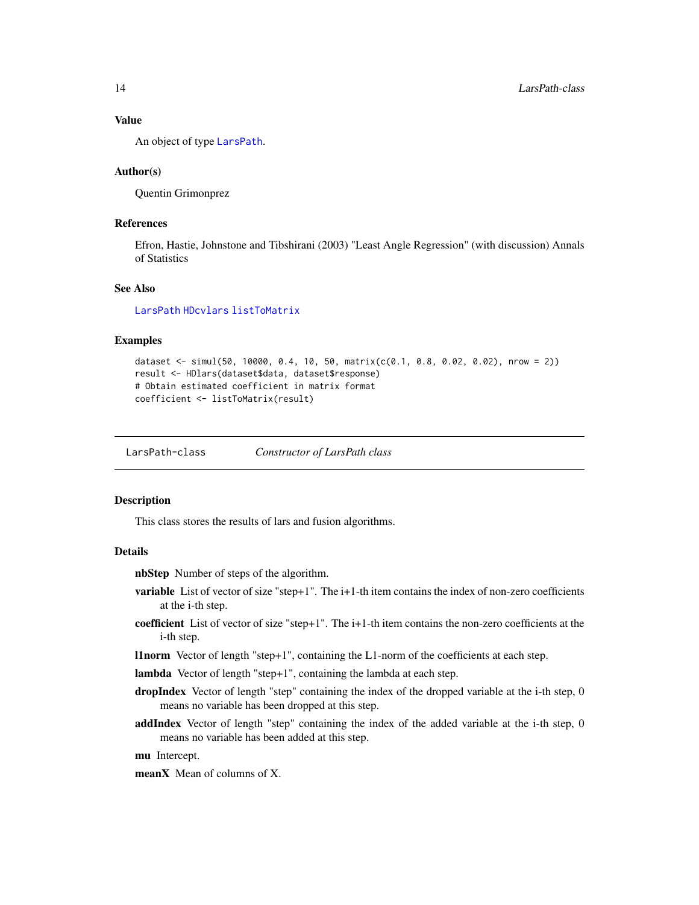### Value

An object of type `LarsPath`.

### Author(s)

Quentin Grimonprez

### References

Efron, Hastie, Johnstone and Tibshirani (2003) "Least Angle Regression" (with discussion) Annals of Statistics

### See Also

`LarsPath` `HDcvlars` `listToMatrix`

### Examples

```
dataset <- simul(50, 10000, 0.4, 10, 50, matrix(c(0.1, 0.8, 0.02, 0.02), nrow = 2))
result <- HDlars(dataset$data, dataset$response)
# Obtain estimated coefficient in matrix format
coefficient <- listToMatrix(result)
```

---

## LarsPath-class — *Constructor of LarsPath class*

### Description

This class stores the results of lars and fusion algorithms.

### Details

**nbStep** Number of steps of the algorithm.

**variable** List of vector of size "step+1". The i+1-th item contains the index of non-zero coefficients at the i-th step.

**coefficient** List of vector of size "step+1". The i+1-th item contains the non-zero coefficients at the i-th step.

**l1norm** Vector of length "step+1", containing the L1-norm of the coefficients at each step.

**lambda** Vector of length "step+1", containing the lambda at each step.

**dropIndex** Vector of length "step" containing the index of the dropped variable at the i-th step, 0 means no variable has been dropped at this step.

**addIndex** Vector of length "step" containing the index of the added variable at the i-th step, 0 means no variable has been added at this step.

**mu** Intercept.

**meanX** Mean of columns of X.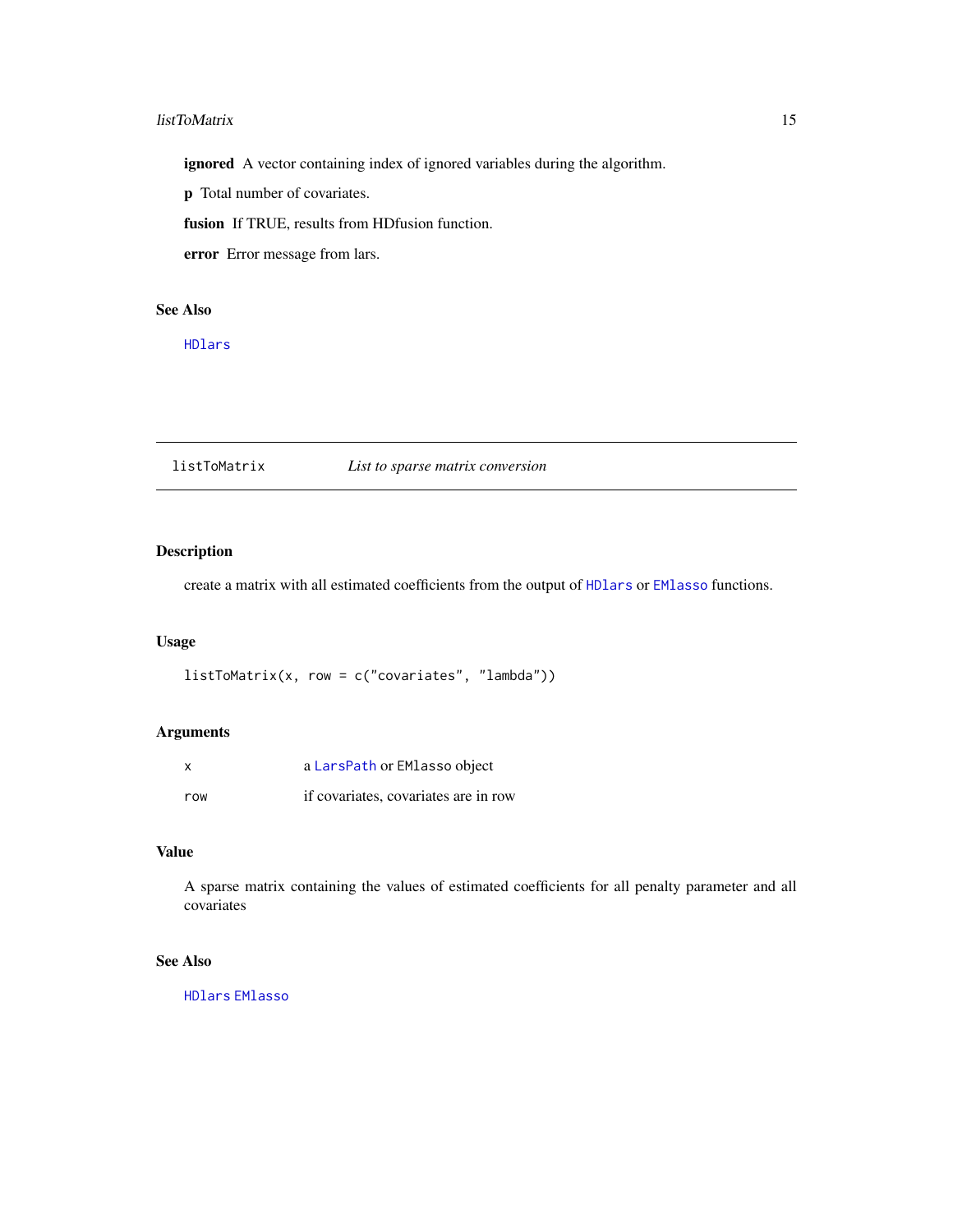**ignored** A vector containing index of ignored variables during the algorithm.

**p** Total number of covariates.

**fusion** If TRUE, results from HDfusion function.

**error** Error message from lars.

### See Also

HDlars

---

## listToMatrix *List to sparse matrix conversion*

---

### Description

create a matrix with all estimated coefficients from the output of HDlars or EMlasso functions.

### Usage

```
listToMatrix(x, row = c("covariates", "lambda"))
```

### Arguments

| | |
|---|---|
| x | a LarsPath or EMlasso object |
| row | if covariates, covariates are in row |

### Value

A sparse matrix containing the values of estimated coefficients for all penalty parameter and all covariates

### See Also

HDlars EMlasso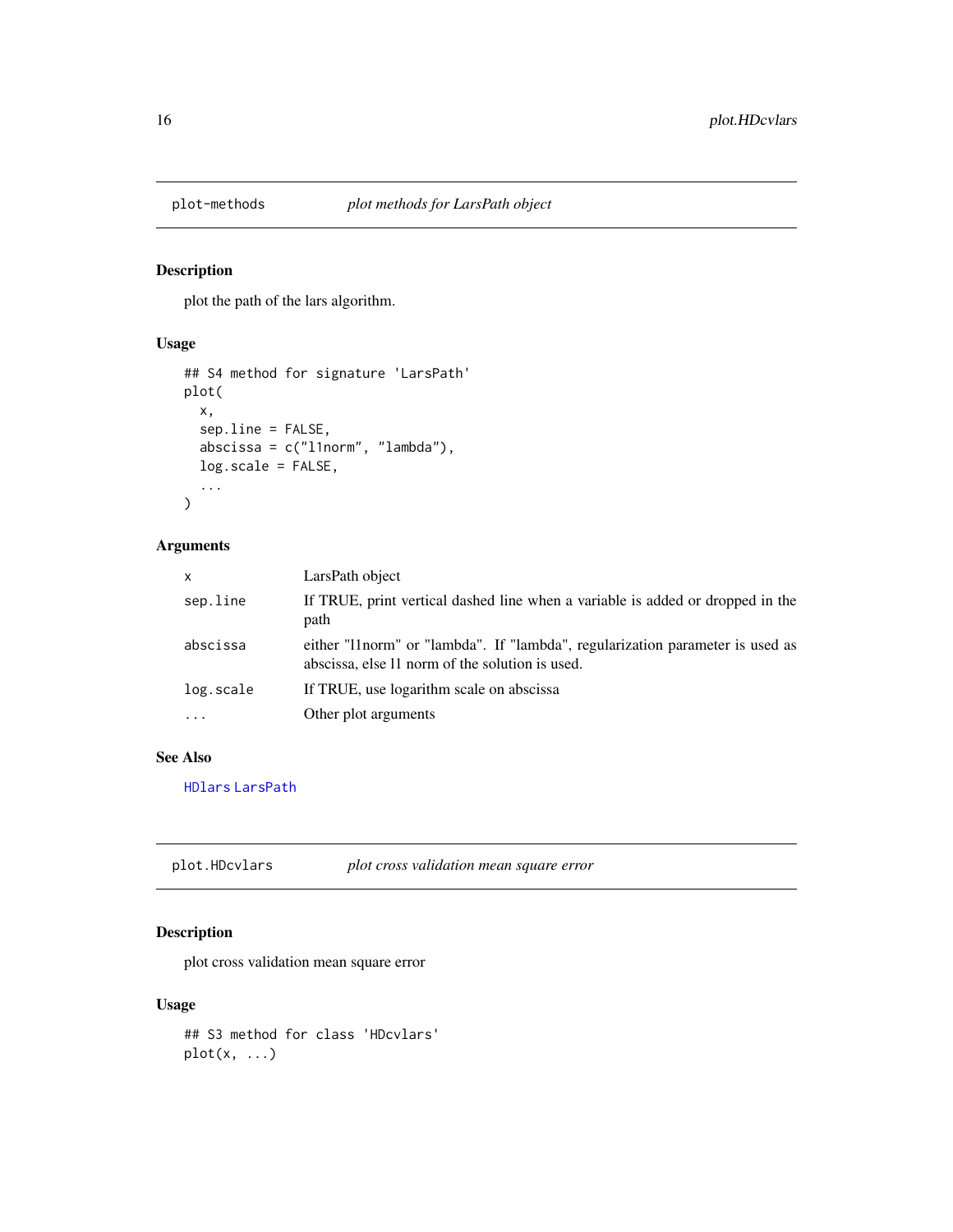## plot-methods — *plot methods for LarsPath object*

### Description

plot the path of the lars algorithm.

### Usage

```
## S4 method for signature 'LarsPath'
plot(
  x,
  sep.line = FALSE,
  abscissa = c("l1norm", "lambda"),
  log.scale = FALSE,
  ...
)
```

### Arguments

| | |
|---|---|
| `x` | LarsPath object |
| `sep.line` | If TRUE, print vertical dashed line when a variable is added or dropped in the path |
| `abscissa` | either "l1norm" or "lambda". If "lambda", regularization parameter is used as abscissa, else l1 norm of the solution is used. |
| `log.scale` | If TRUE, use logarithm scale on abscissa |
| `...` | Other plot arguments |

### See Also

`HDlars` `LarsPath`

## plot.HDcvlars — *plot cross validation mean square error*

### Description

plot cross validation mean square error

### Usage

```
## S3 method for class 'HDcvlars'
plot(x, ...)
```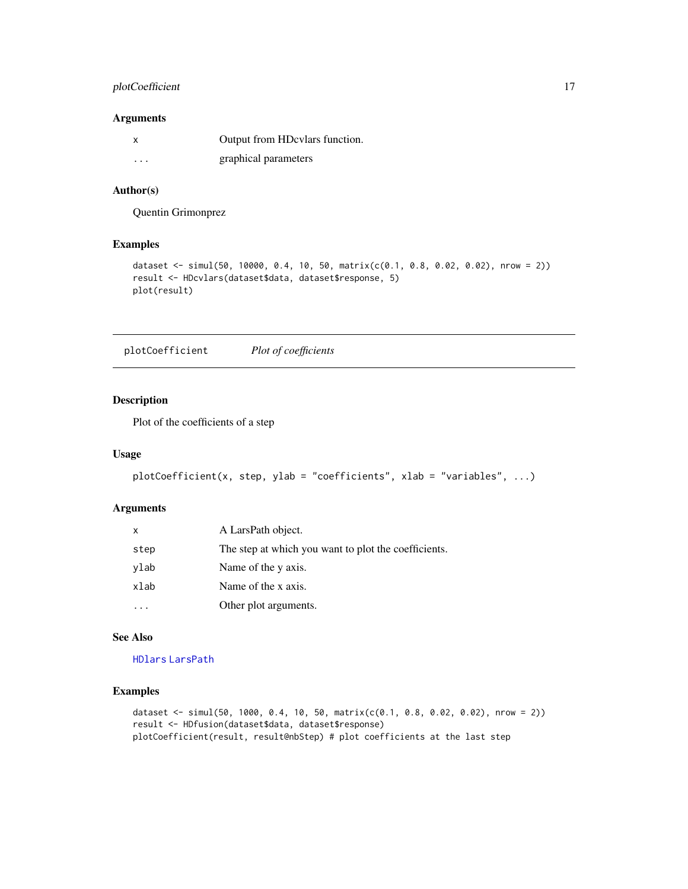### Arguments

| | |
|---|---|
| x | Output from HDcvlars function. |
| ... | graphical parameters |

### Author(s)

Quentin Grimonprez

### Examples

```
dataset <- simul(50, 10000, 0.4, 10, 50, matrix(c(0.1, 0.8, 0.02, 0.02), nrow = 2))
result <- HDcvlars(dataset$data, dataset$response, 5)
plot(result)
```

---

## plotCoefficient    *Plot of coefficients*

### Description

Plot of the coefficients of a step

### Usage

```
plotCoefficient(x, step, ylab = "coefficients", xlab = "variables", ...)
```

### Arguments

| | |
|---|---|
| x | A LarsPath object. |
| step | The step at which you want to plot the coefficients. |
| ylab | Name of the y axis. |
| xlab | Name of the x axis. |
| ... | Other plot arguments. |

### See Also

HDlars LarsPath

### Examples

```
dataset <- simul(50, 1000, 0.4, 10, 50, matrix(c(0.1, 0.8, 0.02, 0.02), nrow = 2))
result <- HDfusion(dataset$data, dataset$response)
plotCoefficient(result, result@nbStep) # plot coefficients at the last step
```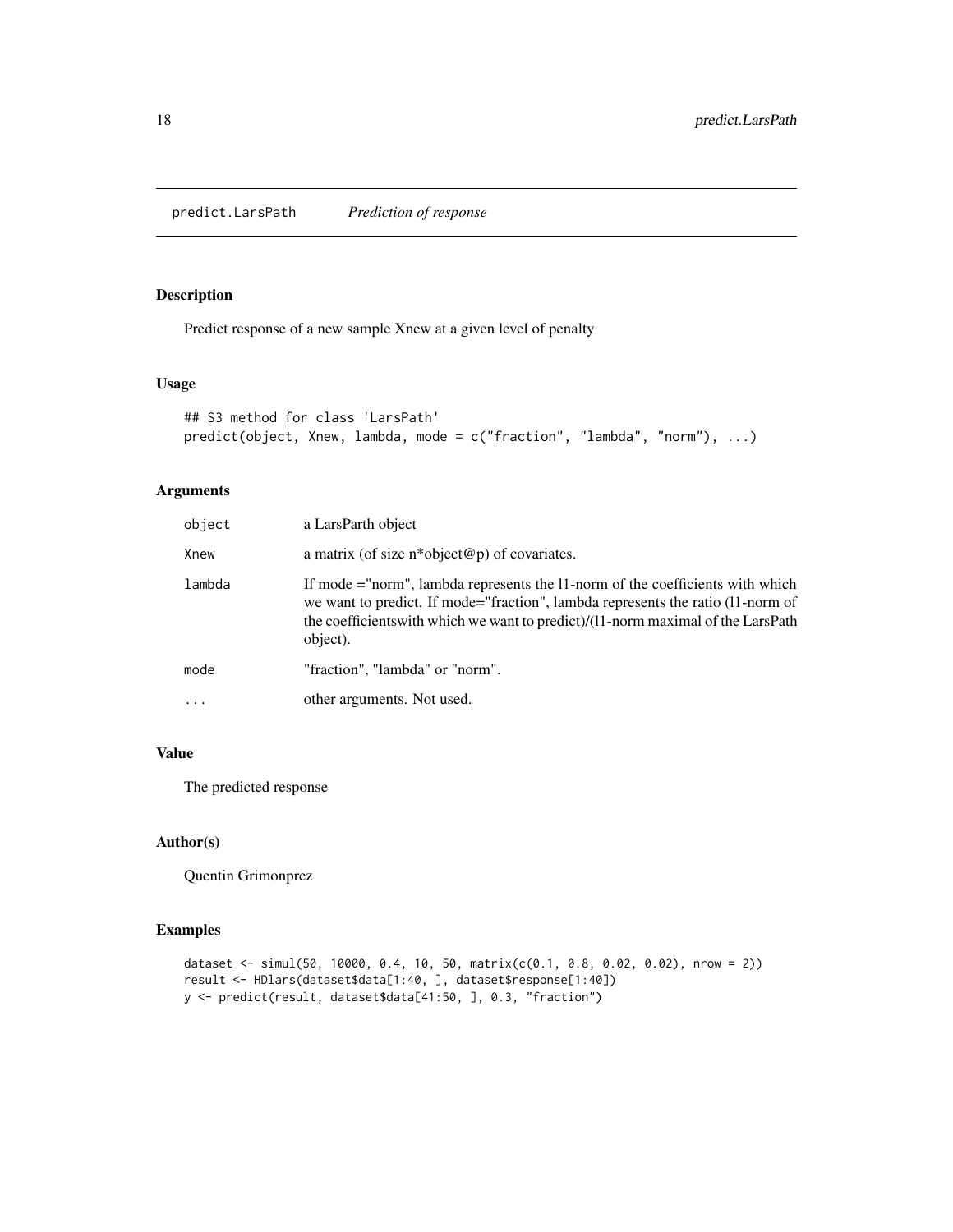# predict.LarsPath    *Prediction of response*

## Description

Predict response of a new sample Xnew at a given level of penalty

## Usage

```
## S3 method for class 'LarsPath'
predict(object, Xnew, lambda, mode = c("fraction", "lambda", "norm"), ...)
```

## Arguments

| | |
|---|---|
| `object` | a LarsParth object |
| `Xnew` | a matrix (of size n*object@p) of covariates. |
| `lambda` | If mode ="norm", lambda represents the l1-norm of the coefficients with which we want to predict. If mode="fraction", lambda represents the ratio (l1-norm of the coefficientswith which we want to predict)/(l1-norm maximal of the LarsPath object). |
| `mode` | "fraction", "lambda" or "norm". |
| `...` | other arguments. Not used. |

## Value

The predicted response

## Author(s)

Quentin Grimonprez

## Examples

```
dataset <- simul(50, 10000, 0.4, 10, 50, matrix(c(0.1, 0.8, 0.02, 0.02), nrow = 2))
result <- HDlars(dataset$data[1:40, ], dataset$response[1:40])
y <- predict(result, dataset$data[41:50, ], 0.3, "fraction")
```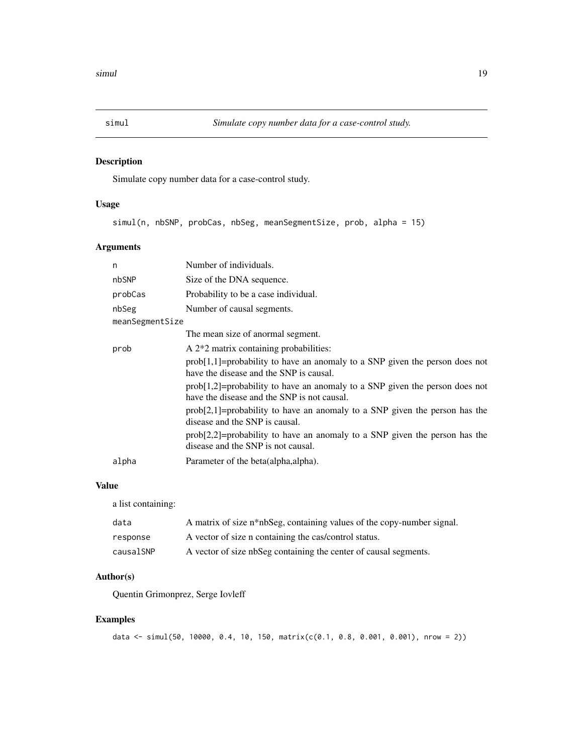## simul — *Simulate copy number data for a case-control study.*

### Description

Simulate copy number data for a case-control study.

### Usage

```
simul(n, nbSNP, probCas, nbSeg, meanSegmentSize, prob, alpha = 15)
```

### Arguments

| Argument | Description |
| --- | --- |
| n | Number of individuals. |
| nbSNP | Size of the DNA sequence. |
| probCas | Probability to be a case individual. |
| nbSeg | Number of causal segments. |
| meanSegmentSize | The mean size of anormal segment. |
| prob | A 2*2 matrix containing probabilities: prob[1,1]=probability to have an anomaly to a SNP given the person does not have the disease and the SNP is causal. prob[1,2]=probability to have an anomaly to a SNP given the person does not have the disease and the SNP is not causal. prob[2,1]=probability to have an anomaly to a SNP given the person has the disease and the SNP is causal. prob[2,2]=probability to have an anomaly to a SNP given the person has the disease and the SNP is not causal. |
| alpha | Parameter of the beta(alpha,alpha). |

### Value

a list containing:

| Name | Description |
| --- | --- |
| data | A matrix of size n*nbSeg, containing values of the copy-number signal. |
| response | A vector of size n containing the cas/control status. |
| causalSNP | A vector of size nbSeg containing the center of causal segments. |

### Author(s)

Quentin Grimonprez, Serge Iovleff

### Examples

```
data <- simul(50, 10000, 0.4, 10, 150, matrix(c(0.1, 0.8, 0.001, 0.001), nrow = 2))
```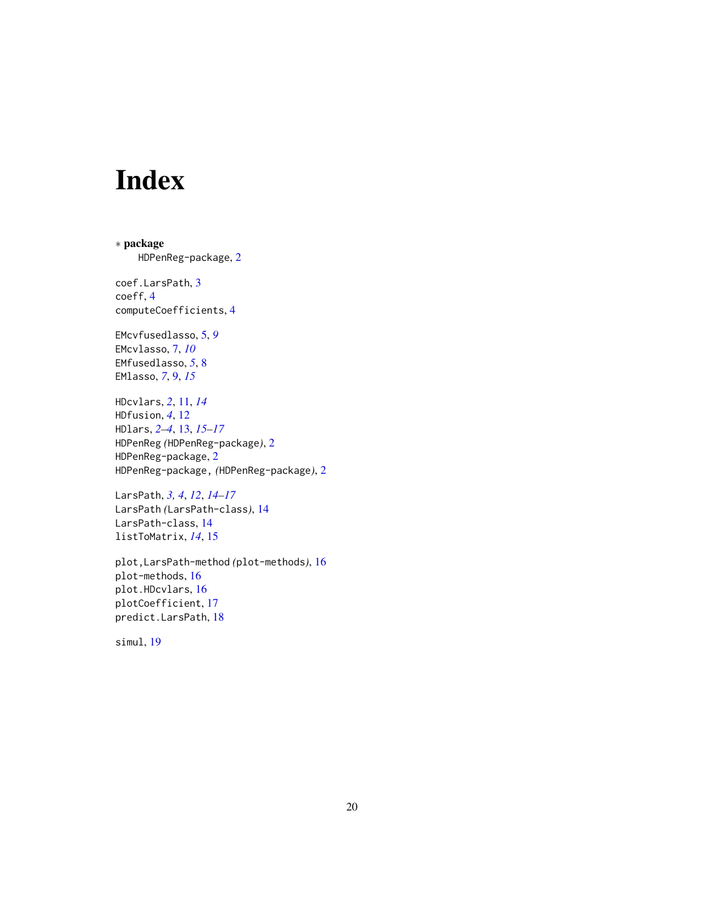# Index

∗ **package**
HDPenReg-package, 2

coef.LarsPath, 3
coeff, 4
computeCoefficients, 4

EMcvfusedlasso, 5, *9*
EMcvlasso, 7, *10*
EMfusedlasso, *5*, 8
EMlasso, *7*, 9, *15*

HDcvlars, *2*, 11, *14*
HDfusion, *4*, 12
HDlars, *2–4*, 13, *15–17*
HDPenReg *(*HDPenReg-package*)*, 2
HDPenReg-package, 2
HDPenReg-package, *(*HDPenReg-package*)*, 2

LarsPath, *3, 4*, *12*, *14–17*
LarsPath *(*LarsPath-class*)*, 14
LarsPath-class, 14
listToMatrix, *14*, 15

plot,LarsPath-method *(*plot-methods*)*, 16
plot-methods, 16
plot.HDcvlars, 16
plotCoefficient, 17
predict.LarsPath, 18

simul, 19